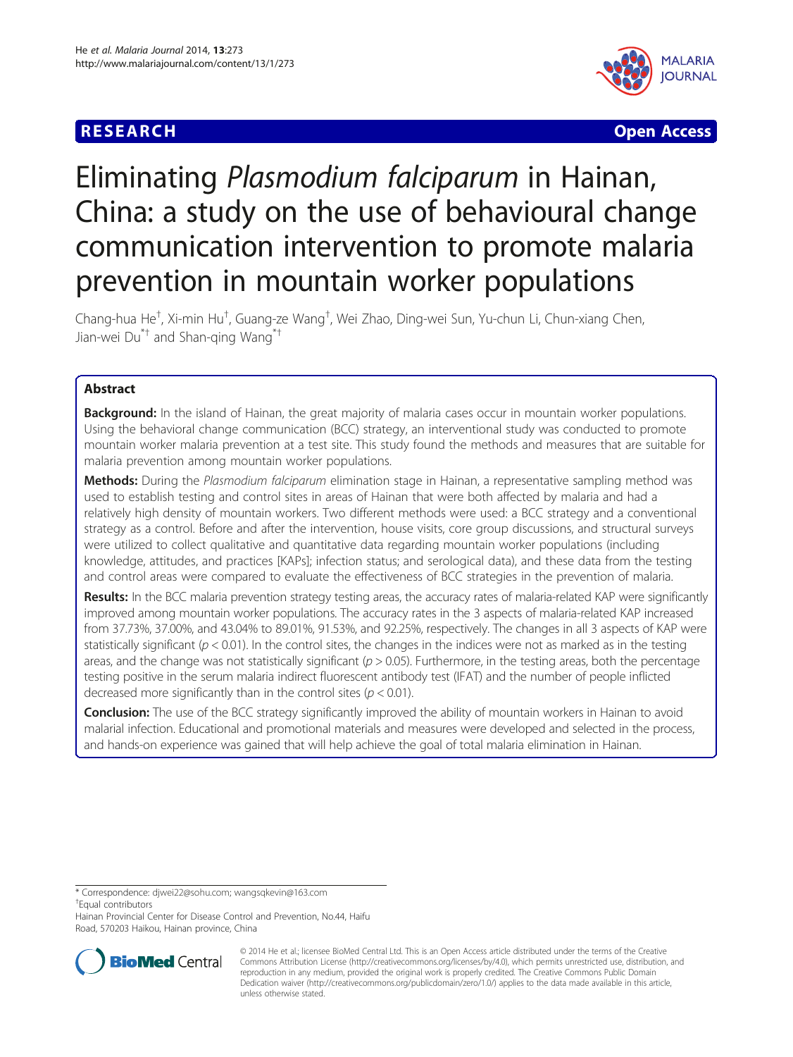**RESEARCH** **Open Access**

# Eliminating *Plasmodium falciparum* in Hainan, China: a study on the use of behavioural change communication intervention to promote malaria prevention in mountain worker populations

Chang-hua He[†], Xi-min Hu[†], Guang-ze Wang[†], Wei Zhao, Ding-wei Sun, Yu-chun Li, Chun-xiang Chen, Jian-wei Du[*†] and Shan-qing Wang[*†]

## Abstract

**Background:** In the island of Hainan, the great majority of malaria cases occur in mountain worker populations. Using the behavioral change communication (BCC) strategy, an interventional study was conducted to promote mountain worker malaria prevention at a test site. This study found the methods and measures that are suitable for malaria prevention among mountain worker populations.

**Methods:** During the *Plasmodium falciparum* elimination stage in Hainan, a representative sampling method was used to establish testing and control sites in areas of Hainan that were both affected by malaria and had a relatively high density of mountain workers. Two different methods were used: a BCC strategy and a conventional strategy as a control. Before and after the intervention, house visits, core group discussions, and structural surveys were utilized to collect qualitative and quantitative data regarding mountain worker populations (including knowledge, attitudes, and practices [KAPs]; infection status; and serological data), and these data from the testing and control areas were compared to evaluate the effectiveness of BCC strategies in the prevention of malaria.

**Results:** In the BCC malaria prevention strategy testing areas, the accuracy rates of malaria-related KAP were significantly improved among mountain worker populations. The accuracy rates in the 3 aspects of malaria-related KAP increased from 37.73%, 37.00%, and 43.04% to 89.01%, 91.53%, and 92.25%, respectively. The changes in all 3 aspects of KAP were statistically significant ($p < 0.01$). In the control sites, the changes in the indices were not as marked as in the testing areas, and the change was not statistically significant ($p > 0.05$). Furthermore, in the testing areas, both the percentage testing positive in the serum malaria indirect fluorescent antibody test (IFAT) and the number of people inflicted decreased more significantly than in the control sites ($p < 0.01$).

**Conclusion:** The use of the BCC strategy significantly improved the ability of mountain workers in Hainan to avoid malarial infection. Educational and promotional materials and measures were developed and selected in the process, and hands-on experience was gained that will help achieve the goal of total malaria elimination in Hainan.

---

\* Correspondence: djwei22@sohu.com; wangsqkevin@163.com
[†]Equal contributors
Hainan Provincial Center for Disease Control and Prevention, No.44, Haifu Road, 570203 Haikou, Hainan province, China

© 2014 He et al.; licensee BioMed Central Ltd. This is an Open Access article distributed under the terms of the Creative Commons Attribution License (http://creativecommons.org/licenses/by/4.0), which permits unrestricted use, distribution, and reproduction in any medium, provided the original work is properly credited. The Creative Commons Public Domain Dedication waiver (http://creativecommons.org/publicdomain/zero/1.0/) applies to the data made available in this article, unless otherwise stated.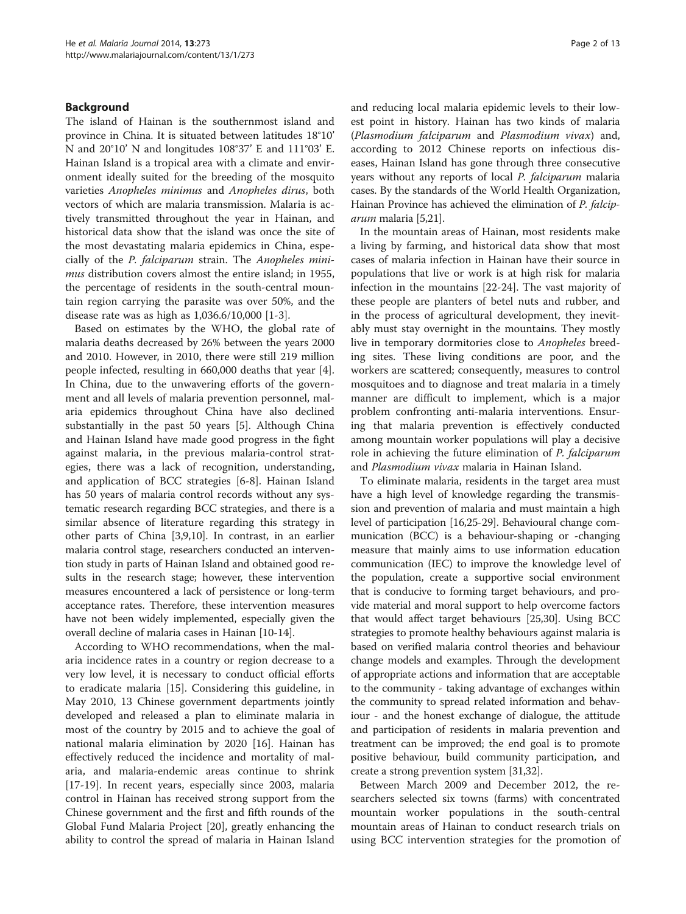## Background

The island of Hainan is the southernmost island and province in China. It is situated between latitudes 18°10' N and 20°10' N and longitudes 108°37' E and 111°03' E. Hainan Island is a tropical area with a climate and environment ideally suited for the breeding of the mosquito varieties *Anopheles minimus* and *Anopheles dirus*, both vectors of which are malaria transmission. Malaria is actively transmitted throughout the year in Hainan, and historical data show that the island was once the site of the most devastating malaria epidemics in China, especially of the *P. falciparum* strain. The *Anopheles minimus* distribution covers almost the entire island; in 1955, the percentage of residents in the south-central mountain region carrying the parasite was over 50%, and the disease rate was as high as 1,036.6/10,000 [1-3].

Based on estimates by the WHO, the global rate of malaria deaths decreased by 26% between the years 2000 and 2010. However, in 2010, there were still 219 million people infected, resulting in 660,000 deaths that year [4]. In China, due to the unwavering efforts of the government and all levels of malaria prevention personnel, malaria epidemics throughout China have also declined substantially in the past 50 years [5]. Although China and Hainan Island have made good progress in the fight against malaria, in the previous malaria-control strategies, there was a lack of recognition, understanding, and application of BCC strategies [6-8]. Hainan Island has 50 years of malaria control records without any systematic research regarding BCC strategies, and there is a similar absence of literature regarding this strategy in other parts of China [3,9,10]. In contrast, in an earlier malaria control stage, researchers conducted an intervention study in parts of Hainan Island and obtained good results in the research stage; however, these intervention measures encountered a lack of persistence or long-term acceptance rates. Therefore, these intervention measures have not been widely implemented, especially given the overall decline of malaria cases in Hainan [10-14].

According to WHO recommendations, when the malaria incidence rates in a country or region decrease to a very low level, it is necessary to conduct official efforts to eradicate malaria [15]. Considering this guideline, in May 2010, 13 Chinese government departments jointly developed and released a plan to eliminate malaria in most of the country by 2015 and to achieve the goal of national malaria elimination by 2020 [16]. Hainan has effectively reduced the incidence and mortality of malaria, and malaria-endemic areas continue to shrink [17-19]. In recent years, especially since 2003, malaria control in Hainan has received strong support from the Chinese government and the first and fifth rounds of the Global Fund Malaria Project [20], greatly enhancing the ability to control the spread of malaria in Hainan Island and reducing local malaria epidemic levels to their lowest point in history. Hainan has two kinds of malaria (*Plasmodium falciparum* and *Plasmodium vivax*) and, according to 2012 Chinese reports on infectious diseases, Hainan Island has gone through three consecutive years without any reports of local *P. falciparum* malaria cases. By the standards of the World Health Organization, Hainan Province has achieved the elimination of *P. falciparum* malaria [5,21].

In the mountain areas of Hainan, most residents make a living by farming, and historical data show that most cases of malaria infection in Hainan have their source in populations that live or work is at high risk for malaria infection in the mountains [22-24]. The vast majority of these people are planters of betel nuts and rubber, and in the process of agricultural development, they inevitably must stay overnight in the mountains. They mostly live in temporary dormitories close to *Anopheles* breeding sites. These living conditions are poor, and the workers are scattered; consequently, measures to control mosquitoes and to diagnose and treat malaria in a timely manner are difficult to implement, which is a major problem confronting anti-malaria interventions. Ensuring that malaria prevention is effectively conducted among mountain worker populations will play a decisive role in achieving the future elimination of *P. falciparum* and *Plasmodium vivax* malaria in Hainan Island.

To eliminate malaria, residents in the target area must have a high level of knowledge regarding the transmission and prevention of malaria and must maintain a high level of participation [16,25-29]. Behavioural change communication (BCC) is a behaviour-shaping or -changing measure that mainly aims to use information education communication (IEC) to improve the knowledge level of the population, create a supportive social environment that is conducive to forming target behaviours, and provide material and moral support to help overcome factors that would affect target behaviours [25,30]. Using BCC strategies to promote healthy behaviours against malaria is based on verified malaria control theories and behaviour change models and examples. Through the development of appropriate actions and information that are acceptable to the community - taking advantage of exchanges within the community to spread related information and behaviour - and the honest exchange of dialogue, the attitude and participation of residents in malaria prevention and treatment can be improved; the end goal is to promote positive behaviour, build community participation, and create a strong prevention system [31,32].

Between March 2009 and December 2012, the researchers selected six towns (farms) with concentrated mountain worker populations in the south-central mountain areas of Hainan to conduct research trials on using BCC intervention strategies for the promotion of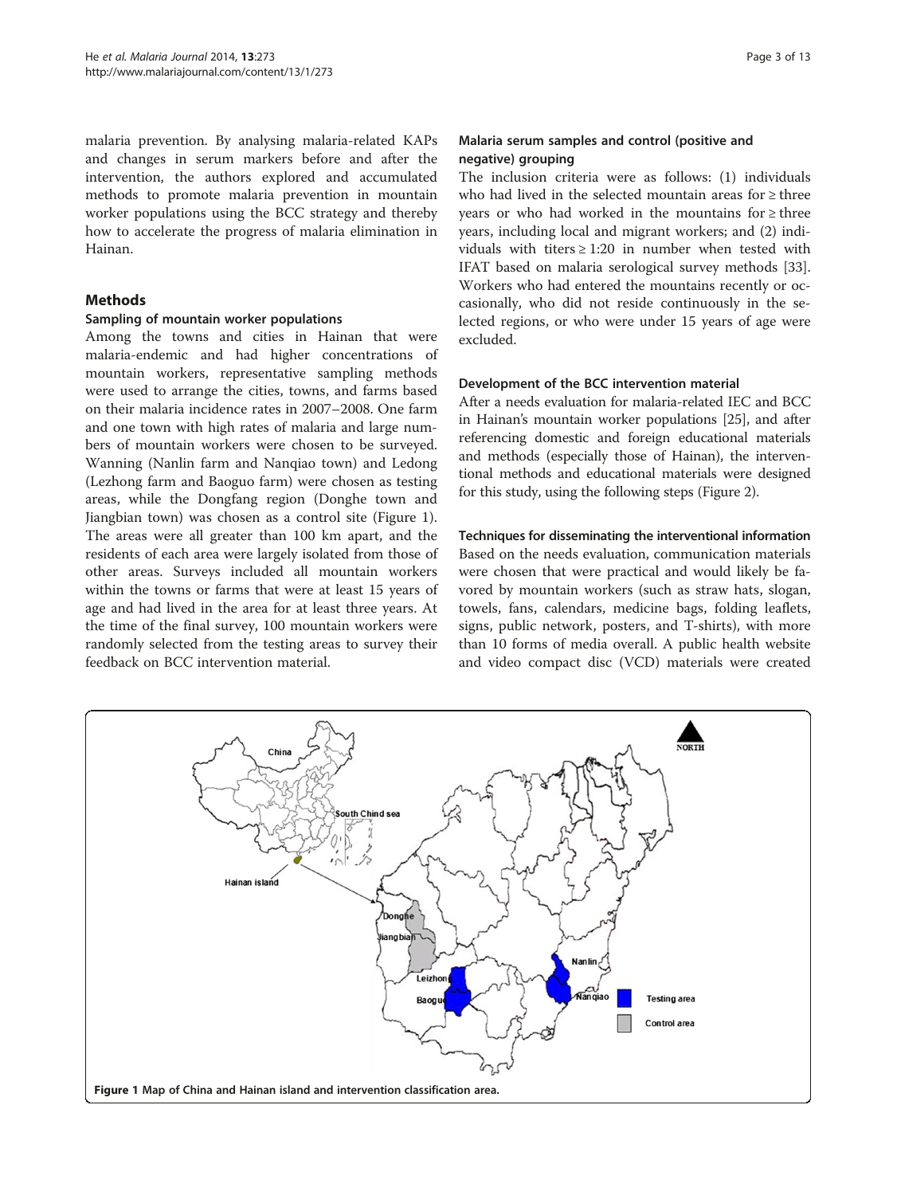malaria prevention. By analysing malaria-related KAPs and changes in serum markers before and after the intervention, the authors explored and accumulated methods to promote malaria prevention in mountain worker populations using the BCC strategy and thereby how to accelerate the progress of malaria elimination in Hainan.

## Methods

### Sampling of mountain worker populations

Among the towns and cities in Hainan that were malaria-endemic and had higher concentrations of mountain workers, representative sampling methods were used to arrange the cities, towns, and farms based on their malaria incidence rates in 2007–2008. One farm and one town with high rates of malaria and large numbers of mountain workers were chosen to be surveyed. Wanning (Nanlin farm and Nanqiao town) and Ledong (Lezhong farm and Baoguo farm) were chosen as testing areas, while the Dongfang region (Donghe town and Jiangbian town) was chosen as a control site (Figure 1). The areas were all greater than 100 km apart, and the residents of each area were largely isolated from those of other areas. Surveys included all mountain workers within the towns or farms that were at least 15 years of age and had lived in the area for at least three years. At the time of the final survey, 100 mountain workers were randomly selected from the testing areas to survey their feedback on BCC intervention material.

### Malaria serum samples and control (positive and negative) grouping

The inclusion criteria were as follows: (1) individuals who had lived in the selected mountain areas for ≥ three years or who had worked in the mountains for ≥ three years, including local and migrant workers; and (2) individuals with titers ≥ 1:20 in number when tested with IFAT based on malaria serological survey methods [33]. Workers who had entered the mountains recently or occasionally, who did not reside continuously in the selected regions, or who were under 15 years of age were excluded.

### Development of the BCC intervention material

After a needs evaluation for malaria-related IEC and BCC in Hainan's mountain worker populations [25], and after referencing domestic and foreign educational materials and methods (especially those of Hainan), the interventional methods and educational materials were designed for this study, using the following steps (Figure 2).

### Techniques for disseminating the interventional information

Based on the needs evaluation, communication materials were chosen that were practical and would likely be favored by mountain workers (such as straw hats, slogan, towels, fans, calendars, medicine bags, folding leaflets, signs, public network, posters, and T-shirts), with more than 10 forms of media overall. A public health website and video compact disc (VCD) materials were created

Figure 1 Map of China and Hainan island and intervention classification area.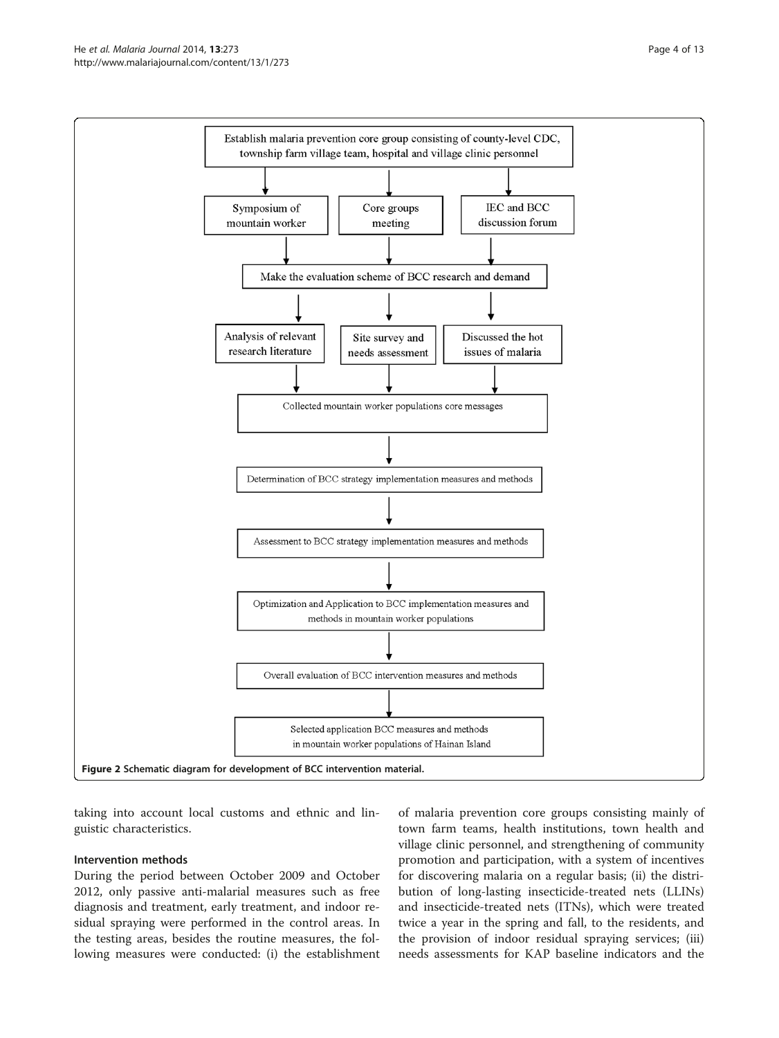Establish malaria prevention core group consisting of county-level CDC, township farm village team, hospital and village clinic personnel

Symposium of mountain worker

Core groups meeting

IEC and BCC discussion forum

Make the evaluation scheme of BCC research and demand

Analysis of relevant research literature

Site survey and needs assessment

Discussed the hot issues of malaria

Collected mountain worker populations core messages

Determination of BCC strategy implementation measures and methods

Assessment to BCC strategy implementation measures and methods

Optimization and Application to BCC implementation measures and methods in mountain worker populations

Overall evaluation of BCC intervention measures and methods

Selected application BCC measures and methods in mountain worker populations of Hainan Island

**Figure 2 Schematic diagram for development of BCC intervention material.**

taking into account local customs and ethnic and linguistic characteristics.

### Intervention methods

During the period between October 2009 and October 2012, only passive anti-malarial measures such as free diagnosis and treatment, early treatment, and indoor residual spraying were performed in the control areas. In the testing areas, besides the routine measures, the following measures were conducted: (i) the establishment of malaria prevention core groups consisting mainly of town farm teams, health institutions, town health and village clinic personnel, and strengthening of community promotion and participation, with a system of incentives for discovering malaria on a regular basis; (ii) the distribution of long-lasting insecticide-treated nets (LLINs) and insecticide-treated nets (ITNs), which were treated twice a year in the spring and fall, to the residents, and the provision of indoor residual spraying services; (iii) needs assessments for KAP baseline indicators and the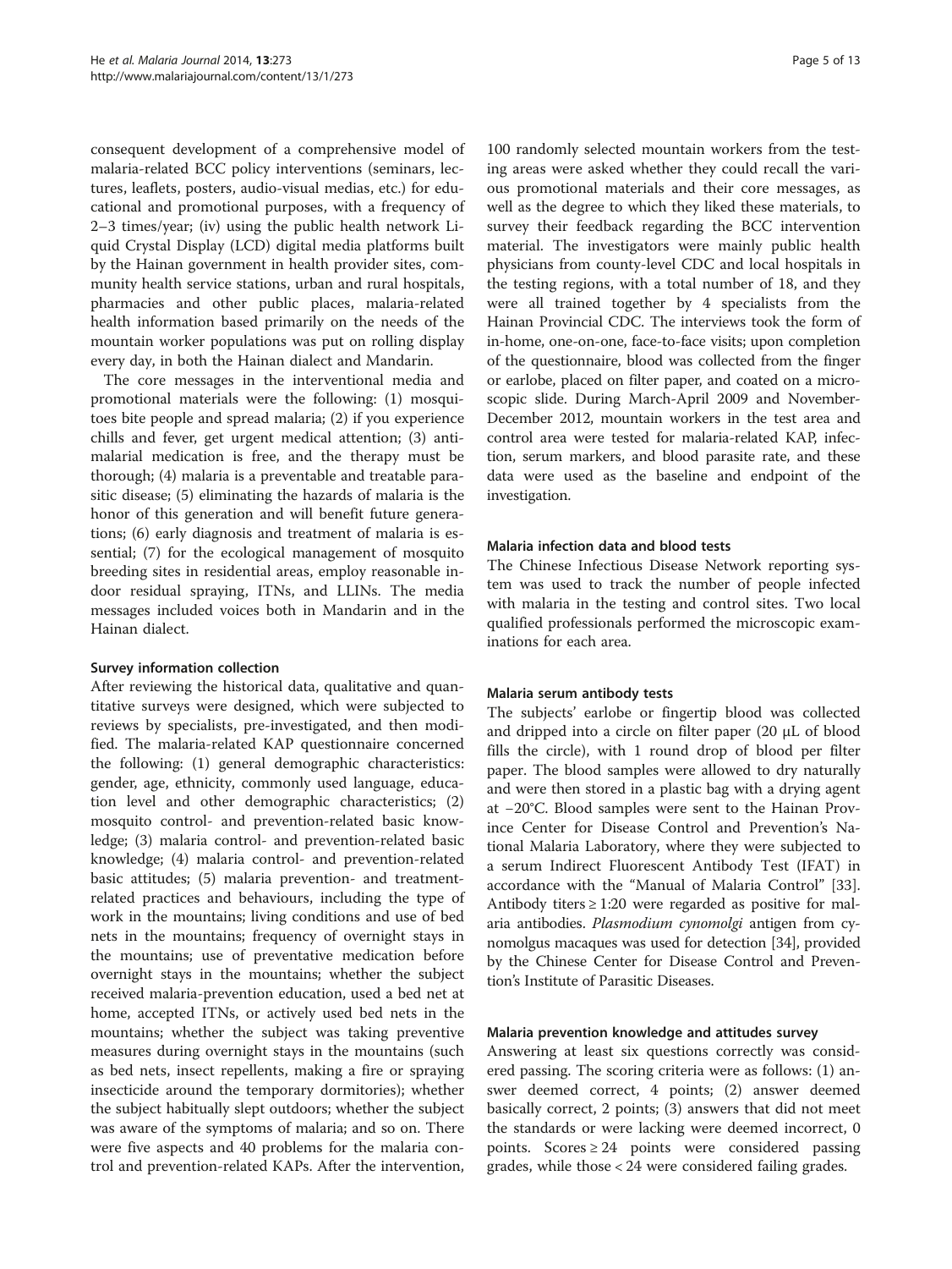consequent development of a comprehensive model of malaria-related BCC policy interventions (seminars, lectures, leaflets, posters, audio-visual medias, etc.) for educational and promotional purposes, with a frequency of 2–3 times/year; (iv) using the public health network Liquid Crystal Display (LCD) digital media platforms built by the Hainan government in health provider sites, community health service stations, urban and rural hospitals, pharmacies and other public places, malaria-related health information based primarily on the needs of the mountain worker populations was put on rolling display every day, in both the Hainan dialect and Mandarin.

The core messages in the interventional media and promotional materials were the following: (1) mosquitoes bite people and spread malaria; (2) if you experience chills and fever, get urgent medical attention; (3) antimalarial medication is free, and the therapy must be thorough; (4) malaria is a preventable and treatable parasitic disease; (5) eliminating the hazards of malaria is the honor of this generation and will benefit future generations; (6) early diagnosis and treatment of malaria is essential; (7) for the ecological management of mosquito breeding sites in residential areas, employ reasonable indoor residual spraying, ITNs, and LLINs. The media messages included voices both in Mandarin and in the Hainan dialect.

#### Survey information collection

After reviewing the historical data, qualitative and quantitative surveys were designed, which were subjected to reviews by specialists, pre-investigated, and then modified. The malaria-related KAP questionnaire concerned the following: (1) general demographic characteristics: gender, age, ethnicity, commonly used language, education level and other demographic characteristics; (2) mosquito control- and prevention-related basic knowledge; (3) malaria control- and prevention-related basic knowledge; (4) malaria control- and prevention-related basic attitudes; (5) malaria prevention- and treatment-related practices and behaviours, including the type of work in the mountains; living conditions and use of bed nets in the mountains; frequency of overnight stays in the mountains; use of preventative medication before overnight stays in the mountains; whether the subject received malaria-prevention education, used a bed net at home, accepted ITNs, or actively used bed nets in the mountains; whether the subject was taking preventive measures during overnight stays in the mountains (such as bed nets, insect repellents, making a fire or spraying insecticide around the temporary dormitories); whether the subject habitually slept outdoors; whether the subject was aware of the symptoms of malaria; and so on. There were five aspects and 40 problems for the malaria control and prevention-related KAPs. After the intervention, 100 randomly selected mountain workers from the testing areas were asked whether they could recall the various promotional materials and their core messages, as well as the degree to which they liked these materials, to survey their feedback regarding the BCC intervention material. The investigators were mainly public health physicians from county-level CDC and local hospitals in the testing regions, with a total number of 18, and they were all trained together by 4 specialists from the Hainan Provincial CDC. The interviews took the form of in-home, one-on-one, face-to-face visits; upon completion of the questionnaire, blood was collected from the finger or earlobe, placed on filter paper, and coated on a microscopic slide. During March-April 2009 and November-December 2012, mountain workers in the test area and control area were tested for malaria-related KAP, infection, serum markers, and blood parasite rate, and these data were used as the baseline and endpoint of the investigation.

#### Malaria infection data and blood tests

The Chinese Infectious Disease Network reporting system was used to track the number of people infected with malaria in the testing and control sites. Two local qualified professionals performed the microscopic examinations for each area.

#### Malaria serum antibody tests

The subjects' earlobe or fingertip blood was collected and dripped into a circle on filter paper (20 μL of blood fills the circle), with 1 round drop of blood per filter paper. The blood samples were allowed to dry naturally and were then stored in a plastic bag with a drying agent at −20°C. Blood samples were sent to the Hainan Province Center for Disease Control and Prevention's National Malaria Laboratory, where they were subjected to a serum Indirect Fluorescent Antibody Test (IFAT) in accordance with the "Manual of Malaria Control" [33]. Antibody titers ≥ 1:20 were regarded as positive for malaria antibodies. *Plasmodium cynomolgi* antigen from cynomolgus macaques was used for detection [34], provided by the Chinese Center for Disease Control and Prevention's Institute of Parasitic Diseases.

#### Malaria prevention knowledge and attitudes survey

Answering at least six questions correctly was considered passing. The scoring criteria were as follows: (1) answer deemed correct, 4 points; (2) answer deemed basically correct, 2 points; (3) answers that did not meet the standards or were lacking were deemed incorrect, 0 points. Scores ≥ 24 points were considered passing grades, while those < 24 were considered failing grades.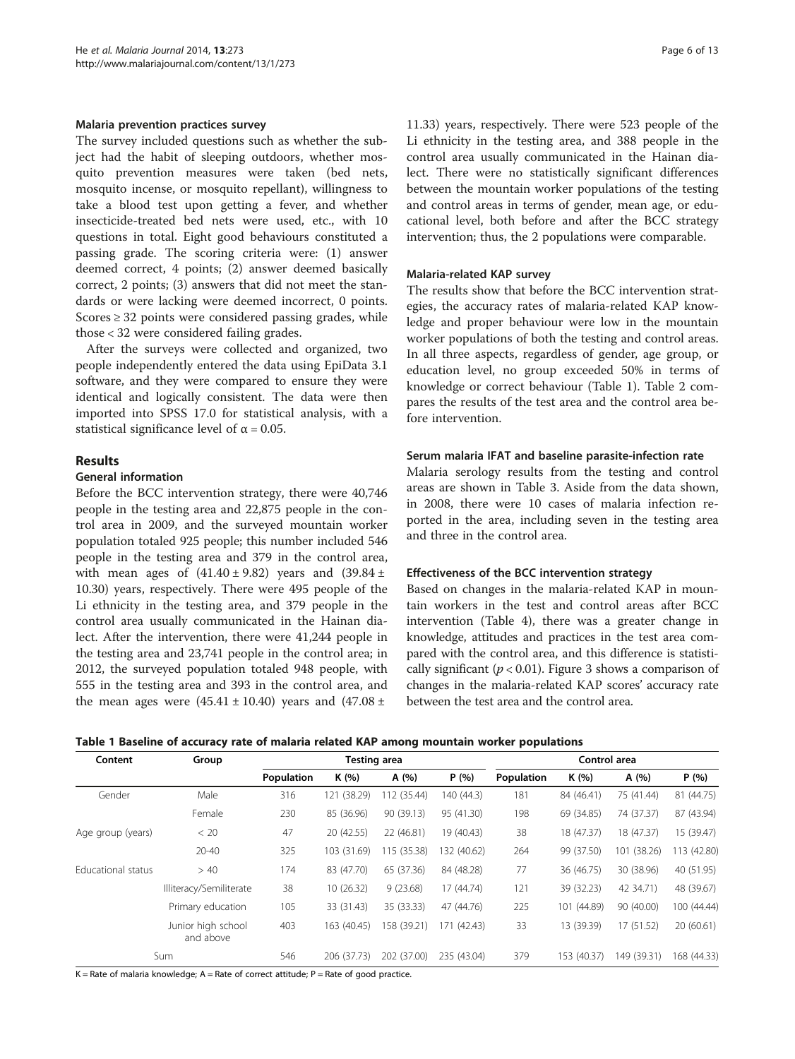#### Malaria prevention practices survey

The survey included questions such as whether the subject had the habit of sleeping outdoors, whether mosquito prevention measures were taken (bed nets, mosquito incense, or mosquito repellant), willingness to take a blood test upon getting a fever, and whether insecticide-treated bed nets were used, etc., with 10 questions in total. Eight good behaviours constituted a passing grade. The scoring criteria were: (1) answer deemed correct, 4 points; (2) answer deemed basically correct, 2 points; (3) answers that did not meet the standards or were lacking were deemed incorrect, 0 points. Scores ≥ 32 points were considered passing grades, while those < 32 were considered failing grades.

After the surveys were collected and organized, two people independently entered the data using EpiData 3.1 software, and they were compared to ensure they were identical and logically consistent. The data were then imported into SPSS 17.0 for statistical analysis, with a statistical significance level of $\alpha = 0.05$.

## Results

### General information

Before the BCC intervention strategy, there were 40,746 people in the testing area and 22,875 people in the control area in 2009, and the surveyed mountain worker population totaled 925 people; this number included 546 people in the testing area and 379 in the control area, with mean ages of $(41.40 \pm 9.82)$ years and $(39.84 \pm 10.30)$ years, respectively. There were 495 people of the Li ethnicity in the testing area, and 379 people in the control area usually communicated in the Hainan dialect. After the intervention, there were 41,244 people in the testing area and 23,741 people in the control area; in 2012, the surveyed population totaled 948 people, with 555 in the testing area and 393 in the control area, and the mean ages were $(45.41 \pm 10.40)$ years and $(47.08 \pm 11.33)$ years, respectively. There were 523 people of the Li ethnicity in the testing area, and 388 people in the control area usually communicated in the Hainan dialect. There were no statistically significant differences between the mountain worker populations of the testing and control areas in terms of gender, mean age, or educational level, both before and after the BCC strategy intervention; thus, the 2 populations were comparable.

### Malaria-related KAP survey

The results show that before the BCC intervention strategies, the accuracy rates of malaria-related KAP knowledge and proper behaviour were low in the mountain worker populations of both the testing and control areas. In all three aspects, regardless of gender, age group, or education level, no group exceeded 50% in terms of knowledge or correct behaviour (Table 1). Table 2 compares the results of the test area and the control area before intervention.

### Serum malaria IFAT and baseline parasite-infection rate

Malaria serology results from the testing and control areas are shown in Table 3. Aside from the data shown, in 2008, there were 10 cases of malaria infection reported in the area, including seven in the testing area and three in the control area.

### Effectiveness of the BCC intervention strategy

Based on changes in the malaria-related KAP in mountain workers in the test and control areas after BCC intervention (Table 4), there was a greater change in knowledge, attitudes and practices in the test area compared with the control area, and this difference is statistically significant ($p < 0.01$). Figure 3 shows a comparison of changes in the malaria-related KAP scores' accuracy rate between the test area and the control area.

**Table 1 Baseline of accuracy rate of malaria related KAP among mountain worker populations**

| Content | Group | Testing area | | | | Control area | | | |
|---|---|---|---|---|---|---|---|---|---|
| | | Population | K (%) | A (%) | P (%) | Population | K (%) | A (%) | P (%) |
| Gender | Male | 316 | 121 (38.29) | 112 (35.44) | 140 (44.3) | 181 | 84 (46.41) | 75 (41.44) | 81 (44.75) |
| | Female | 230 | 85 (36.96) | 90 (39.13) | 95 (41.30) | 198 | 69 (34.85) | 74 (37.37) | 87 (43.94) |
| Age group (years) | < 20 | 47 | 20 (42.55) | 22 (46.81) | 19 (40.43) | 38 | 18 (47.37) | 18 (47.37) | 15 (39.47) |
| | 20-40 | 325 | 103 (31.69) | 115 (35.38) | 132 (40.62) | 264 | 99 (37.50) | 101 (38.26) | 113 (42.80) |
| Educational status | > 40 | 174 | 83 (47.70) | 65 (37.36) | 84 (48.28) | 77 | 36 (46.75) | 30 (38.96) | 40 (51.95) |
| | Illiteracy/Semiliterate | 38 | 10 (26.32) | 9 (23.68) | 17 (44.74) | 121 | 39 (32.23) | 42 34.71) | 48 (39.67) |
| | Primary education | 105 | 33 (31.43) | 35 (33.33) | 47 (44.76) | 225 | 101 (44.89) | 90 (40.00) | 100 (44.44) |
| | Junior high school and above | 403 | 163 (40.45) | 158 (39.21) | 171 (42.43) | 33 | 13 (39.39) | 17 (51.52) | 20 (60.61) |
| Sum | | 546 | 206 (37.73) | 202 (37.00) | 235 (43.04) | 379 | 153 (40.37) | 149 (39.31) | 168 (44.33) |

K = Rate of malaria knowledge; A = Rate of correct attitude; P = Rate of good practice.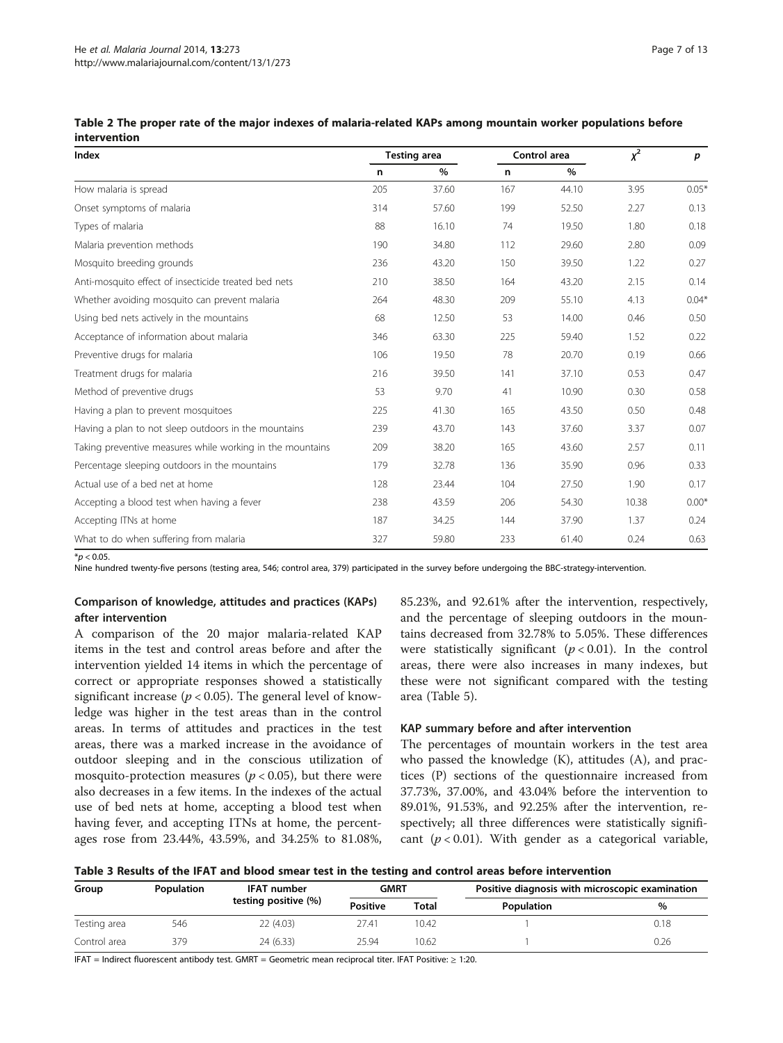**Table 2 The proper rate of the major indexes of malaria-related KAPs among mountain worker populations before intervention**

| Index | Testing area | | Control area | | $\chi^2$ | p |
|---|---|---|---|---|---|---|
| | n | % | n | % | | |
| How malaria is spread | 205 | 37.60 | 167 | 44.10 | 3.95 | 0.05* |
| Onset symptoms of malaria | 314 | 57.60 | 199 | 52.50 | 2.27 | 0.13 |
| Types of malaria | 88 | 16.10 | 74 | 19.50 | 1.80 | 0.18 |
| Malaria prevention methods | 190 | 34.80 | 112 | 29.60 | 2.80 | 0.09 |
| Mosquito breeding grounds | 236 | 43.20 | 150 | 39.50 | 1.22 | 0.27 |
| Anti-mosquito effect of insecticide treated bed nets | 210 | 38.50 | 164 | 43.20 | 2.15 | 0.14 |
| Whether avoiding mosquito can prevent malaria | 264 | 48.30 | 209 | 55.10 | 4.13 | 0.04* |
| Using bed nets actively in the mountains | 68 | 12.50 | 53 | 14.00 | 0.46 | 0.50 |
| Acceptance of information about malaria | 346 | 63.30 | 225 | 59.40 | 1.52 | 0.22 |
| Preventive drugs for malaria | 106 | 19.50 | 78 | 20.70 | 0.19 | 0.66 |
| Treatment drugs for malaria | 216 | 39.50 | 141 | 37.10 | 0.53 | 0.47 |
| Method of preventive drugs | 53 | 9.70 | 41 | 10.90 | 0.30 | 0.58 |
| Having a plan to prevent mosquitoes | 225 | 41.30 | 165 | 43.50 | 0.50 | 0.48 |
| Having a plan to not sleep outdoors in the mountains | 239 | 43.70 | 143 | 37.60 | 3.37 | 0.07 |
| Taking preventive measures while working in the mountains | 209 | 38.20 | 165 | 43.60 | 2.57 | 0.11 |
| Percentage sleeping outdoors in the mountains | 179 | 32.78 | 136 | 35.90 | 0.96 | 0.33 |
| Actual use of a bed net at home | 128 | 23.44 | 104 | 27.50 | 1.90 | 0.17 |
| Accepting a blood test when having a fever | 238 | 43.59 | 206 | 54.30 | 10.38 | 0.00* |
| Accepting ITNs at home | 187 | 34.25 | 144 | 37.90 | 1.37 | 0.24 |
| What to do when suffering from malaria | 327 | 59.80 | 233 | 61.40 | 0.24 | 0.63 |

*$p < 0.05$.
Nine hundred twenty-five persons (testing area, 546; control area, 379) participated in the survey before undergoing the BBC-strategy-intervention.

### Comparison of knowledge, attitudes and practices (KAPs) after intervention

A comparison of the 20 major malaria-related KAP items in the test and control areas before and after the intervention yielded 14 items in which the percentage of correct or appropriate responses showed a statistically significant increase ($p < 0.05$). The general level of knowledge was higher in the test areas than in the control areas. In terms of attitudes and practices in the test areas, there was a marked increase in the avoidance of outdoor sleeping and in the conscious utilization of mosquito-protection measures ($p < 0.05$), but there were also decreases in a few items. In the indexes of the actual use of bed nets at home, accepting a blood test when having fever, and accepting ITNs at home, the percentages rose from 23.44%, 43.59%, and 34.25% to 81.08%, 85.23%, and 92.61% after the intervention, respectively, and the percentage of sleeping outdoors in the mountains decreased from 32.78% to 5.05%. These differences were statistically significant ($p < 0.01$). In the control areas, there were also increases in many indexes, but these were not significant compared with the testing area (Table 5).

### KAP summary before and after intervention

The percentages of mountain workers in the test area who passed the knowledge (K), attitudes (A), and practices (P) sections of the questionnaire increased from 37.73%, 37.00%, and 43.04% before the intervention to 89.01%, 91.53%, and 92.25% after the intervention, respectively; all three differences were statistically significant ($p < 0.01$). With gender as a categorical variable,

**Table 3 Results of the IFAT and blood smear test in the testing and control areas before intervention**

| Group | Population | IFAT number testing positive (%) | GMRT | | Positive diagnosis with microscopic examination | |
|---|---|---|---|---|---|---|
| | | | Positive | Total | Population | % |
| Testing area | 546 | 22 (4.03) | 27.41 | 10.42 | 1 | 0.18 |
| Control area | 379 | 24 (6.33) | 25.94 | 10.62 | 1 | 0.26 |

IFAT = Indirect fluorescent antibody test. GMRT = Geometric mean reciprocal titer. IFAT Positive: ≥ 1:20.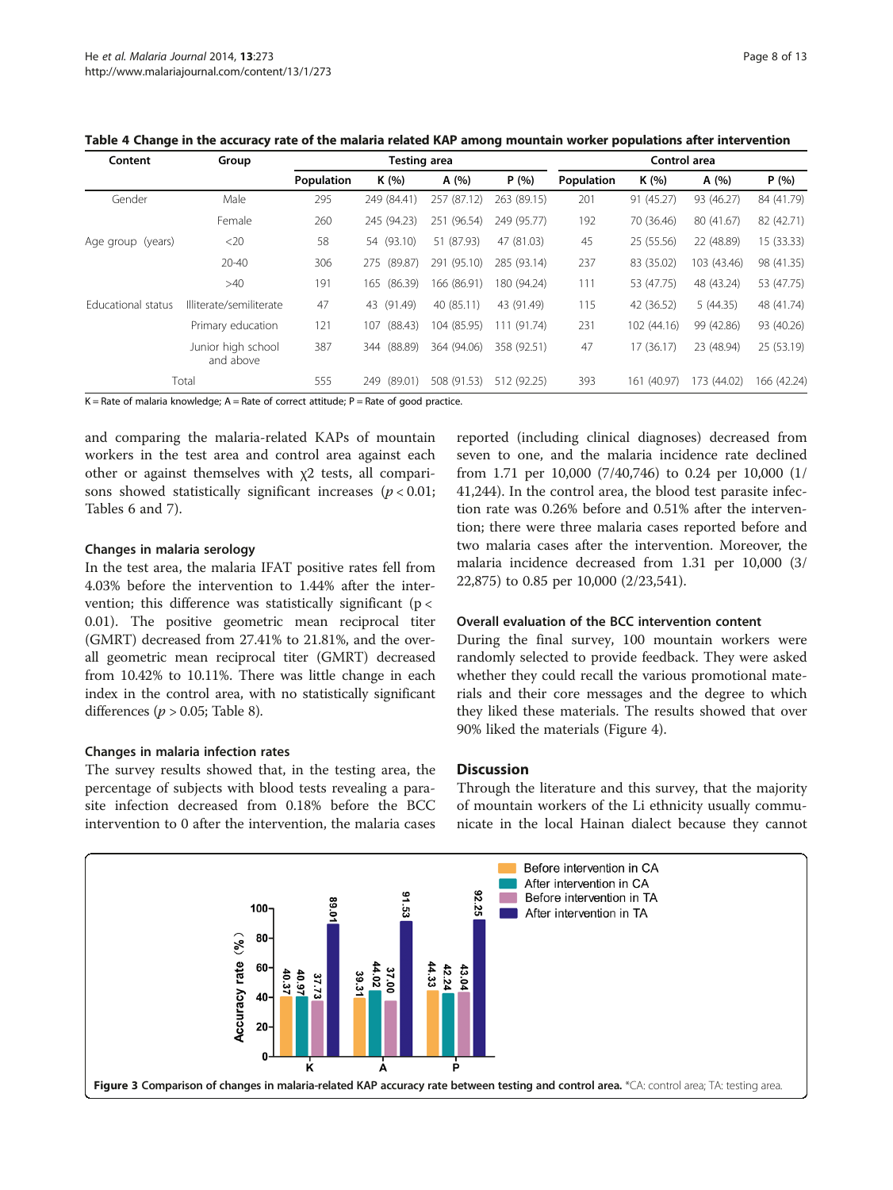**Table 4 Change in the accuracy rate of the malaria related KAP among mountain worker populations after intervention**

| Content | Group | Testing area | | | | Control area | | | |
|---|---|---|---|---|---|---|---|---|---|
| | | Population | K (%) | A (%) | P (%) | Population | K (%) | A (%) | P (%) |
| Gender | Male | 295 | 249 (84.41) | 257 (87.12) | 263 (89.15) | 201 | 91 (45.27) | 93 (46.27) | 84 (41.79) |
| | Female | 260 | 245 (94.23) | 251 (96.54) | 249 (95.77) | 192 | 70 (36.46) | 80 (41.67) | 82 (42.71) |
| Age group (years) | <20 | 58 | 54 (93.10) | 51 (87.93) | 47 (81.03) | 45 | 25 (55.56) | 22 (48.89) | 15 (33.33) |
| | 20-40 | 306 | 275 (89.87) | 291 (95.10) | 285 (93.14) | 237 | 83 (35.02) | 103 (43.46) | 98 (41.35) |
| | >40 | 191 | 165 (86.39) | 166 (86.91) | 180 (94.24) | 111 | 53 (47.75) | 48 (43.24) | 53 (47.75) |
| Educational status | Illiterate/semiliterate | 47 | 43 (91.49) | 40 (85.11) | 43 (91.49) | 115 | 42 (36.52) | 5 (44.35) | 48 (41.74) |
| | Primary education | 121 | 107 (88.43) | 104 (85.95) | 111 (91.74) | 231 | 102 (44.16) | 99 (42.86) | 93 (40.26) |
| | Junior high school and above | 387 | 344 (88.89) | 364 (94.06) | 358 (92.51) | 47 | 17 (36.17) | 23 (48.94) | 25 (53.19) |
| Total | | 555 | 249 (89.01) | 508 (91.53) | 512 (92.25) | 393 | 161 (40.97) | 173 (44.02) | 166 (42.24) |

K = Rate of malaria knowledge; A = Rate of correct attitude; P = Rate of good practice.

and comparing the malaria-related KAPs of mountain workers in the test area and control area against each other or against themselves with $\chi 2$ tests, all comparisons showed statistically significant increases ($p < 0.01$; Tables 6 and 7).

### Changes in malaria serology

In the test area, the malaria IFAT positive rates fell from 4.03% before the intervention to 1.44% after the intervention; this difference was statistically significant ($p < 0.01$). The positive geometric mean reciprocal titer (GMRT) decreased from 27.41% to 21.81%, and the overall geometric mean reciprocal titer (GMRT) decreased from 10.42% to 10.11%. There was little change in each index in the control area, with no statistically significant differences ($p > 0.05$; Table 8).

### Changes in malaria infection rates

The survey results showed that, in the testing area, the percentage of subjects with blood tests revealing a parasite infection decreased from 0.18% before the BCC intervention to 0 after the intervention, the malaria cases reported (including clinical diagnoses) decreased from seven to one, and the malaria incidence rate declined from 1.71 per 10,000 (7/40,746) to 0.24 per 10,000 (1/41,244). In the control area, the blood test parasite infection rate was 0.26% before and 0.51% after the intervention; there were three malaria cases reported before and two malaria cases after the intervention. Moreover, the malaria incidence decreased from 1.31 per 10,000 (3/22,875) to 0.85 per 10,000 (2/23,541).

### Overall evaluation of the BCC intervention content

During the final survey, 100 mountain workers were randomly selected to provide feedback. They were asked whether they could recall the various promotional materials and their core messages and the degree to which they liked these materials. The results showed that over 90% liked the materials (Figure 4).

## Discussion

Through the literature and this survey, that the majority of mountain workers of the Li ethnicity usually communicate in the local Hainan dialect because they cannot

**Figure 3 Comparison of changes in malaria-related KAP accuracy rate between testing and control area.** *CA: control area; TA: testing area.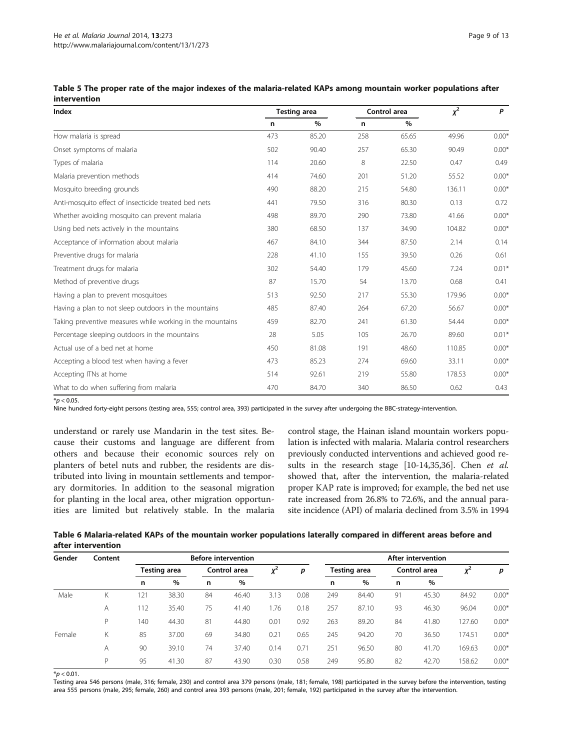**Table 5 The proper rate of the major indexes of the malaria-related KAPs among mountain worker populations after intervention**

| Index | Testing area | | Control area | | $\chi^2$ | P |
|---|---|---|---|---|---|---|
| | n | % | n | % | | |
| How malaria is spread | 473 | 85.20 | 258 | 65.65 | 49.96 | 0.00* |
| Onset symptoms of malaria | 502 | 90.40 | 257 | 65.30 | 90.49 | 0.00* |
| Types of malaria | 114 | 20.60 | 8 | 22.50 | 0.47 | 0.49 |
| Malaria prevention methods | 414 | 74.60 | 201 | 51.20 | 55.52 | 0.00* |
| Mosquito breeding grounds | 490 | 88.20 | 215 | 54.80 | 136.11 | 0.00* |
| Anti-mosquito effect of insecticide treated bed nets | 441 | 79.50 | 316 | 80.30 | 0.13 | 0.72 |
| Whether avoiding mosquito can prevent malaria | 498 | 89.70 | 290 | 73.80 | 41.66 | 0.00* |
| Using bed nets actively in the mountains | 380 | 68.50 | 137 | 34.90 | 104.82 | 0.00* |
| Acceptance of information about malaria | 467 | 84.10 | 344 | 87.50 | 2.14 | 0.14 |
| Preventive drugs for malaria | 228 | 41.10 | 155 | 39.50 | 0.26 | 0.61 |
| Treatment drugs for malaria | 302 | 54.40 | 179 | 45.60 | 7.24 | 0.01* |
| Method of preventive drugs | 87 | 15.70 | 54 | 13.70 | 0.68 | 0.41 |
| Having a plan to prevent mosquitoes | 513 | 92.50 | 217 | 55.30 | 179.96 | 0.00* |
| Having a plan to not sleep outdoors in the mountains | 485 | 87.40 | 264 | 67.20 | 56.67 | 0.00* |
| Taking preventive measures while working in the mountains | 459 | 82.70 | 241 | 61.30 | 54.44 | 0.00* |
| Percentage sleeping outdoors in the mountains | 28 | 5.05 | 105 | 26.70 | 89.60 | 0.01* |
| Actual use of a bed net at home | 450 | 81.08 | 191 | 48.60 | 110.85 | 0.00* |
| Accepting a blood test when having a fever | 473 | 85.23 | 274 | 69.60 | 33.11 | 0.00* |
| Accepting ITNs at home | 514 | 92.61 | 219 | 55.80 | 178.53 | 0.00* |
| What to do when suffering from malaria | 470 | 84.70 | 340 | 86.50 | 0.62 | 0.43 |

*$p < 0.05$.

Nine hundred forty-eight persons (testing area, 555; control area, 393) participated in the survey after undergoing the BBC-strategy-intervention.

understand or rarely use Mandarin in the test sites. Because their customs and language are different from others and because their economic sources rely on planters of betel nuts and rubber, the residents are distributed into living in mountain settlements and temporary dormitories. In addition to the seasonal migration for planting in the local area, other migration opportunities are limited but relatively stable. In the malaria control stage, the Hainan island mountain workers population is infected with malaria. Malaria control researchers previously conducted interventions and achieved good results in the research stage [10-14,35,36]. Chen *et al.* showed that, after the intervention, the malaria-related proper KAP rate is improved; for example, the bed net use rate increased from 26.8% to 72.6%, and the annual parasite incidence (API) of malaria declined from 3.5% in 1994

**Table 6 Malaria-related KAPs of the mountain worker populations laterally compared in different areas before and after intervention**

| Gender | Content | Before intervention | | | | | | After intervention | | | | | |
|---|---|---|---|---|---|---|---|---|---|---|---|---|---|
| | | Testing area | | Control area | | $\chi^2$ | p | Testing area | | Control area | | $\chi^2$ | p |
| | | n | % | n | % | | | n | % | n | % | | |
| Male | K | 121 | 38.30 | 84 | 46.40 | 3.13 | 0.08 | 249 | 84.40 | 91 | 45.30 | 84.92 | 0.00* |
| | A | 112 | 35.40 | 75 | 41.40 | 1.76 | 0.18 | 257 | 87.10 | 93 | 46.30 | 96.04 | 0.00* |
| | P | 140 | 44.30 | 81 | 44.80 | 0.01 | 0.92 | 263 | 89.20 | 84 | 41.80 | 127.60 | 0.00* |
| Female | K | 85 | 37.00 | 69 | 34.80 | 0.21 | 0.65 | 245 | 94.20 | 70 | 36.50 | 174.51 | 0.00* |
| | A | 90 | 39.10 | 74 | 37.40 | 0.14 | 0.71 | 251 | 96.50 | 80 | 41.70 | 169.63 | 0.00* |
| | P | 95 | 41.30 | 87 | 43.90 | 0.30 | 0.58 | 249 | 95.80 | 82 | 42.70 | 158.62 | 0.00* |

*$p < 0.01$.

Testing area 546 persons (male, 316; female, 230) and control area 379 persons (male, 181; female, 198) participated in the survey before the intervention, testing area 555 persons (male, 295; female, 260) and control area 393 persons (male, 201; female, 192) participated in the survey after the intervention.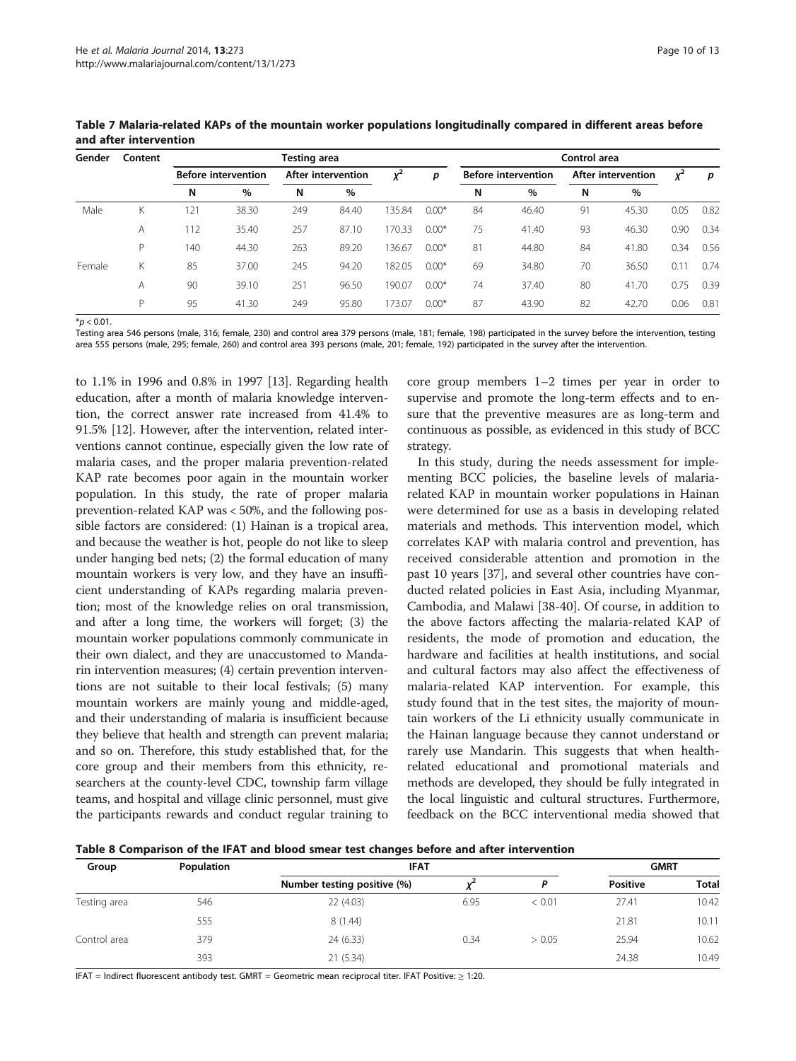**Table 7 Malaria-related KAPs of the mountain worker populations longitudinally compared in different areas before and after intervention**

| Gender | Content | Testing area | | | | | | Control area | | | | | |
|---|---|---|---|---|---|---|---|---|---|---|---|---|---|
| | | Before intervention | | After intervention | | $\chi^2$ | $p$ | Before intervention | | After intervention | | $\chi^2$ | $p$ |
| | | N | % | N | % | | | N | % | N | % | | |
| Male | K | 121 | 38.30 | 249 | 84.40 | 135.84 | 0.00* | 84 | 46.40 | 91 | 45.30 | 0.05 | 0.82 |
| | A | 112 | 35.40 | 257 | 87.10 | 170.33 | 0.00* | 75 | 41.40 | 93 | 46.30 | 0.90 | 0.34 |
| | P | 140 | 44.30 | 263 | 89.20 | 136.67 | 0.00* | 81 | 44.80 | 84 | 41.80 | 0.34 | 0.56 |
| Female | K | 85 | 37.00 | 245 | 94.20 | 182.05 | 0.00* | 69 | 34.80 | 70 | 36.50 | 0.11 | 0.74 |
| | A | 90 | 39.10 | 251 | 96.50 | 190.07 | 0.00* | 74 | 37.40 | 80 | 41.70 | 0.75 | 0.39 |
| | P | 95 | 41.30 | 249 | 95.80 | 173.07 | 0.00* | 87 | 43.90 | 82 | 42.70 | 0.06 | 0.81 |

*$p < 0.01$.

Testing area 546 persons (male, 316; female, 230) and control area 379 persons (male, 181; female, 198) participated in the survey before the intervention, testing area 555 persons (male, 295; female, 260) and control area 393 persons (male, 201; female, 192) participated in the survey after the intervention.

to 1.1% in 1996 and 0.8% in 1997 [13]. Regarding health education, after a month of malaria knowledge intervention, the correct answer rate increased from 41.4% to 91.5% [12]. However, after the intervention, related interventions cannot continue, especially given the low rate of malaria cases, and the proper malaria prevention-related KAP rate becomes poor again in the mountain worker population. In this study, the rate of proper malaria prevention-related KAP was < 50%, and the following possible factors are considered: (1) Hainan is a tropical area, and because the weather is hot, people do not like to sleep under hanging bed nets; (2) the formal education of many mountain workers is very low, and they have an insufficient understanding of KAPs regarding malaria prevention; most of the knowledge relies on oral transmission, and after a long time, the workers will forget; (3) the mountain worker populations commonly communicate in their own dialect, and they are unaccustomed to Mandarin intervention measures; (4) certain prevention interventions are not suitable to their local festivals; (5) many mountain workers are mainly young and middle-aged, and their understanding of malaria is insufficient because they believe that health and strength can prevent malaria; and so on. Therefore, this study established that, for the core group and their members from this ethnicity, researchers at the county-level CDC, township farm village teams, and hospital and village clinic personnel, must give the participants rewards and conduct regular training to core group members 1–2 times per year in order to supervise and promote the long-term effects and to ensure that the preventive measures are as long-term and continuous as possible, as evidenced in this study of BCC strategy.

In this study, during the needs assessment for implementing BCC policies, the baseline levels of malaria-related KAP in mountain worker populations in Hainan were determined for use as a basis in developing related materials and methods. This intervention model, which correlates KAP with malaria control and prevention, has received considerable attention and promotion in the past 10 years [37], and several other countries have conducted related policies in East Asia, including Myanmar, Cambodia, and Malawi [38-40]. Of course, in addition to the above factors affecting the malaria-related KAP of residents, the mode of promotion and education, the hardware and facilities at health institutions, and social and cultural factors may also affect the effectiveness of malaria-related KAP intervention. For example, this study found that in the test sites, the majority of mountain workers of the Li ethnicity usually communicate in the Hainan language because they cannot understand or rarely use Mandarin. This suggests that when health-related educational and promotional materials and methods are developed, they should be fully integrated in the local linguistic and cultural structures. Furthermore, feedback on the BCC interventional media showed that

**Table 8 Comparison of the IFAT and blood smear test changes before and after intervention**

| Group | Population | IFAT | | | GMRT | |
|---|---|---|---|---|---|---|
| | | Number testing positive (%) | $\chi^2$ | P | Positive | Total |
| Testing area | 546 | 22 (4.03) | 6.95 | < 0.01 | 27.41 | 10.42 |
| | 555 | 8 (1.44) | | | 21.81 | 10.11 |
| Control area | 379 | 24 (6.33) | 0.34 | > 0.05 | 25.94 | 10.62 |
| | 393 | 21 (5.34) | | | 24.38 | 10.49 |

IFAT = Indirect fluorescent antibody test. GMRT = Geometric mean reciprocal titer. IFAT Positive: ≥ 1:20.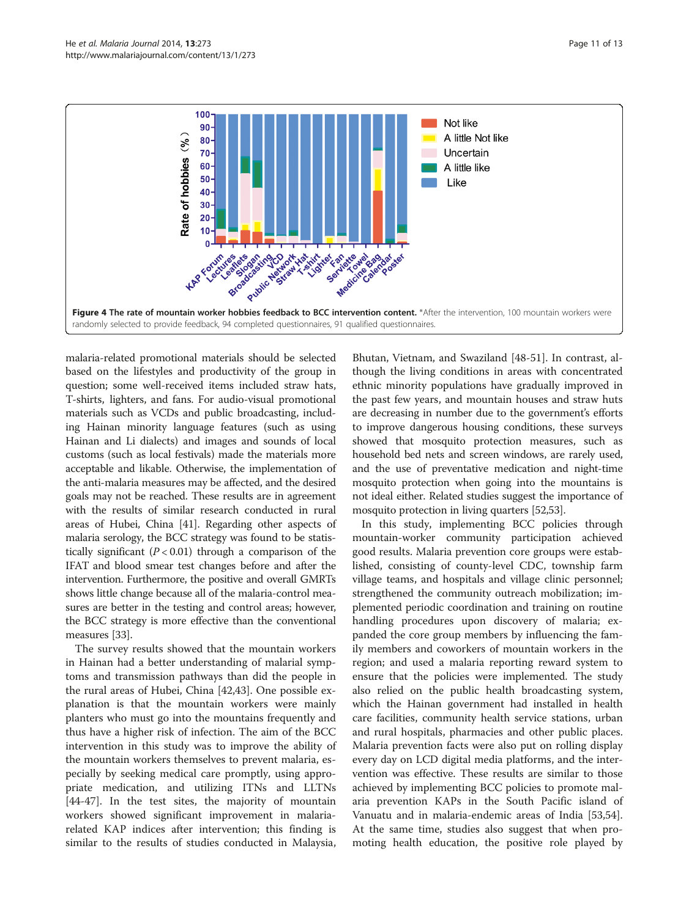100
90
80
70
60
50
40
30
20
10
0

Rate of hobbies (%)

KAP Forum
Lectures
Leaflets
Slogan
Broadcasting
VCD
Public Network
Straw Hat
T-shirt
Lighter
Fan
Serviette
Towel
Medicine Bag
Calendar
Poster

Not like
A little Not like
Uncertain
A little like
Like

**Figure 4 The rate of mountain worker hobbies feedback to BCC intervention content.** *After the intervention, 100 mountain workers were randomly selected to provide feedback, 94 completed questionnaires, 91 qualified questionnaires.

malaria-related promotional materials should be selected based on the lifestyles and productivity of the group in question; some well-received items included straw hats, T-shirts, lighters, and fans. For audio-visual promotional materials such as VCDs and public broadcasting, including Hainan minority language features (such as using Hainan and Li dialects) and images and sounds of local customs (such as local festivals) made the materials more acceptable and likable. Otherwise, the implementation of the anti-malaria measures may be affected, and the desired goals may not be reached. These results are in agreement with the results of similar research conducted in rural areas of Hubei, China [41]. Regarding other aspects of malaria serology, the BCC strategy was found to be statistically significant ($P < 0.01$) through a comparison of the IFAT and blood smear test changes before and after the intervention. Furthermore, the positive and overall GMRTs shows little change because all of the malaria-control measures are better in the testing and control areas; however, the BCC strategy is more effective than the conventional measures [33].

The survey results showed that the mountain workers in Hainan had a better understanding of malarial symptoms and transmission pathways than did the people in the rural areas of Hubei, China [42,43]. One possible explanation is that the mountain workers were mainly planters who must go into the mountains frequently and thus have a higher risk of infection. The aim of the BCC intervention in this study was to improve the ability of the mountain workers themselves to prevent malaria, especially by seeking medical care promptly, using appropriate medication, and utilizing ITNs and LLTNs [44-47]. In the test sites, the majority of mountain workers showed significant improvement in malaria-related KAP indices after intervention; this finding is similar to the results of studies conducted in Malaysia, Bhutan, Vietnam, and Swaziland [48-51]. In contrast, although the living conditions in areas with concentrated ethnic minority populations have gradually improved in the past few years, and mountain houses and straw huts are decreasing in number due to the government's efforts to improve dangerous housing conditions, these surveys showed that mosquito protection measures, such as household bed nets and screen windows, are rarely used, and the use of preventative medication and night-time mosquito protection when going into the mountains is not ideal either. Related studies suggest the importance of mosquito protection in living quarters [52,53].

In this study, implementing BCC policies through mountain-worker community participation achieved good results. Malaria prevention core groups were established, consisting of county-level CDC, township farm village teams, and hospitals and village clinic personnel; strengthened the community outreach mobilization; implemented periodic coordination and training on routine handling procedures upon discovery of malaria; expanded the core group members by influencing the family members and coworkers of mountain workers in the region; and used a malaria reporting reward system to ensure that the policies were implemented. The study also relied on the public health broadcasting system, which the Hainan government had installed in health care facilities, community health service stations, urban and rural hospitals, pharmacies and other public places. Malaria prevention facts were also put on rolling display every day on LCD digital media platforms, and the intervention was effective. These results are similar to those achieved by implementing BCC policies to promote malaria prevention KAPs in the South Pacific island of Vanuatu and in malaria-endemic areas of India [53,54]. At the same time, studies also suggest that when promoting health education, the positive role played by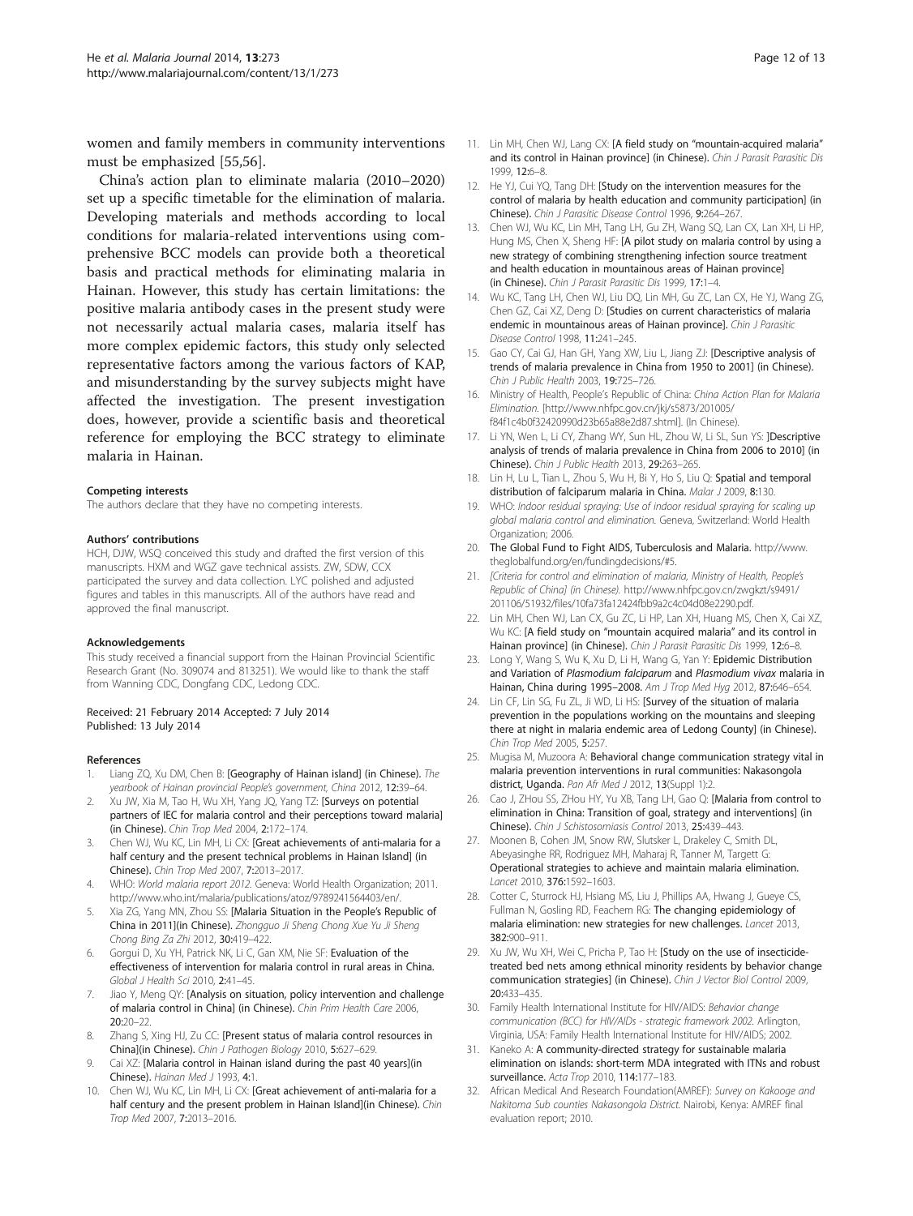women and family members in community interventions must be emphasized [55,56].

China's action plan to eliminate malaria (2010–2020) set up a specific timetable for the elimination of malaria. Developing materials and methods according to local conditions for malaria-related interventions using comprehensive BCC models can provide both a theoretical basis and practical methods for eliminating malaria in Hainan. However, this study has certain limitations: the positive malaria antibody cases in the present study were not necessarily actual malaria cases, malaria itself has more complex epidemic factors, this study only selected representative factors among the various factors of KAP, and misunderstanding by the survey subjects might have affected the investigation. The present investigation does, however, provide a scientific basis and theoretical reference for employing the BCC strategy to eliminate malaria in Hainan.

#### Competing interests

The authors declare that they have no competing interests.

#### Authors' contributions

HCH, DJW, WSQ conceived this study and drafted the first version of this manuscripts. HXM and WGZ gave technical assists. ZW, SDW, CCX participated the survey and data collection. LYC polished and adjusted figures and tables in this manuscripts. All of the authors have read and approved the final manuscript.

#### Acknowledgements

This study received a financial support from the Hainan Provincial Scientific Research Grant (No. 309074 and 813251). We would like to thank the staff from Wanning CDC, Dongfang CDC, Ledong CDC.

Received: 21 February 2014 Accepted: 7 July 2014
Published: 13 July 2014

#### References

1. Liang ZQ, Xu DM, Chen B: [Geography of Hainan island] (in Chinese). *The yearbook of Hainan provincial People's government, China* 2012, 12:39–64.
2. Xu JW, Xia M, Tao H, Wu XH, Yang JQ, Yang TZ: [Surveys on potential partners of IEC for malaria control and their perceptions toward malaria] (in Chinese). *Chin Trop Med* 2004, 2:172–174.
3. Chen WJ, Wu KC, Lin MH, Li CX: [Great achievements of anti-malaria for a half century and the present technical problems in Hainan Island] (in Chinese). *Chin Trop Med* 2007, 7:2013–2017.
4. WHO: *World malaria report 2012.* Geneva: World Health Organization; 2011. http://www.who.int/malaria/publications/atoz/9789241564403/en/.
5. Xia ZG, Yang MN, Zhou SS: [Malaria Situation in the People's Republic of China in 2011](in Chinese). *Zhongguo Ji Sheng Chong Xue Yu Ji Sheng Chong Bing Za Zhi* 2012, 30:419–422.
6. Gorgui D, Xu YH, Patrick NK, Li C, Gan XM, Nie SF: Evaluation of the effectiveness of intervention for malaria control in rural areas in China. *Global J Health Sci* 2010, 2:41–45.
7. Jiao Y, Meng QY: [Analysis on situation, policy intervention and challenge of malaria control in China] (in Chinese). *Chin Prim Health Care* 2006, 20:20–22.
8. Zhang S, Xing HJ, Zu CC: [Present status of malaria control resources in China](in Chinese). *Chin J Pathogen Biology* 2010, 5:627–629.
9. Cai XZ: [Malaria control in Hainan island during the past 40 years](in Chinese). *Hainan Med J* 1993, 4:1.
10. Chen WJ, Wu KC, Lin MH, Li CX: [Great achievement of anti-malaria for a half century and the present problem in Hainan Island](in Chinese). *Chin Trop Med* 2007, 7:2013–2016.
11. Lin MH, Chen WJ, Lang CX: [A field study on "mountain-acquired malaria" and its control in Hainan province] (in Chinese). *Chin J Parasit Parasitic Dis* 1999, 12:6–8.
12. He YJ, Cui YQ, Tang DH: [Study on the intervention measures for the control of malaria by health education and community participation] (in Chinese). *Chin J Parasitic Disease Control* 1996, 9:264–267.
13. Chen WJ, Wu KC, Lin MH, Tang LH, Gu ZH, Wang SQ, Lan CX, Lan XH, Li HP, Hung MS, Chen X, Sheng HF: [A pilot study on malaria control by using a new strategy of combining strengthening infection source treatment and health education in mountainous areas of Hainan province] (in Chinese). *Chin J Parasit Parasitic Dis* 1999, 17:1–4.
14. Wu KC, Tang LH, Chen WJ, Liu DQ, Lin MH, Gu ZC, Lan CX, He YJ, Wang ZG, Chen GZ, Cai XZ, Deng D: [Studies on current characteristics of malaria endemic in mountainous areas of Hainan province]. *Chin J Parasitic Disease Control* 1998, 11:241–245.
15. Gao CY, Cai GJ, Han GH, Yang XW, Liu L, Jiang ZJ: [Descriptive analysis of trends of malaria prevalence in China from 1950 to 2001] (in Chinese). *Chin J Public Health* 2003, 19:725–726.
16. Ministry of Health, People's Republic of China: *China Action Plan for Malaria Elimination.* [http://www.nhfpc.gov.cn/jkj/s5873/201005/f84f1c4b0f32420990d23b65a88e2d87.shtml]. (In Chinese).
17. Li YN, Wen L, Li CY, Zhang WY, Sun HL, Zhou W, Li SL, Sun YS: ]Descriptive analysis of trends of malaria prevalence in China from 2006 to 2010] (in Chinese). *Chin J Public Health* 2013, 29:263–265.
18. Lin H, Lu L, Tian L, Zhou S, Wu H, Bi Y, Ho S, Liu Q: Spatial and temporal distribution of falciparum malaria in China. *Malar J* 2009, 8:130.
19. WHO: *Indoor residual spraying: Use of indoor residual spraying for scaling up global malaria control and elimination.* Geneva, Switzerland: World Health Organization; 2006.
20. The Global Fund to Fight AIDS, Tuberculosis and Malaria. http://www.theglobalfund.org/en/fundingdecisions/#5.
21. *[Criteria for control and elimination of malaria, Ministry of Health, People's Republic of China] (in Chinese).* http://www.nhfpc.gov.cn/zwgkzt/s9491/201106/51932/files/10fa73fa12424fbb9a2c4c04d08e2290.pdf.
22. Lin MH, Chen WJ, Lan CX, Gu ZC, Li HP, Lan XH, Huang MS, Chen X, Cai XZ, Wu KC: [A field study on "mountain acquired malaria" and its control in Hainan province] (in Chinese). *Chin J Parasit Parasitic Dis* 1999, 12:6–8.
23. Long Y, Wang S, Wu K, Xu D, Li H, Wang G, Yan Y: Epidemic Distribution and Variation of *Plasmodium falciparum* and *Plasmodium vivax* malaria in Hainan, China during 1995–2008. *Am J Trop Med Hyg* 2012, 87:646–654.
24. Lin CF, Lin SG, Fu ZL, Ji WD, Li HS: [Survey of the situation of malaria prevention in the populations working on the mountains and sleeping there at night in malaria endemic area of Ledong County] (in Chinese). *Chin Trop Med* 2005, 5:257.
25. Mugisa M, Muzoora A: Behavioral change communication strategy vital in malaria prevention interventions in rural communities: Nakasongola district, Uganda. *Pan Afr Med J* 2012, 13(Suppl 1):2.
26. Cao J, ZHou SS, ZHou HY, Yu XB, Tang LH, Gao Q: [Malaria from control to elimination in China: Transition of goal, strategy and interventions] (in Chinese). *Chin J Schistosomiasis Control* 2013, 25:439–443.
27. Moonen B, Cohen JM, Snow RW, Slutsker L, Drakeley C, Smith DL, Abeyasinghe RR, Rodriguez MH, Maharaj R, Tanner M, Targett G: Operational strategies to achieve and maintain malaria elimination. *Lancet* 2010, 376:1592–1603.
28. Cotter C, Sturrock HJ, Hsiang MS, Liu J, Phillips AA, Hwang J, Gueye CS, Fullman N, Gosling RD, Feachem RG: The changing epidemiology of malaria elimination: new strategies for new challenges. *Lancet* 2013, 382:900–911.
29. Xu JW, Wu XH, Wei C, Pricha P, Tao H: [Study on the use of insecticide-treated bed nets among ethnical minority residents by behavior change communication strategies] (in Chinese). *Chin J Vector Biol Control* 2009, 20:433–435.
30. Family Health International Institute for HIV/AIDS: *Behavior change communication (BCC) for HIV/AIDs - strategic framework 2002.* Arlington, Virginia, USA: Family Health International Institute for HIV/AIDS; 2002.
31. Kaneko A: A community-directed strategy for sustainable malaria elimination on islands: short-term MDA integrated with ITNs and robust surveillance. *Acta Trop* 2010, 114:177–183.
32. African Medical And Research Foundation(AMREF): *Survey on Kakooge and Nakitoma Sub counties Nakasongola District.* Nairobi, Kenya: AMREF final evaluation report; 2010.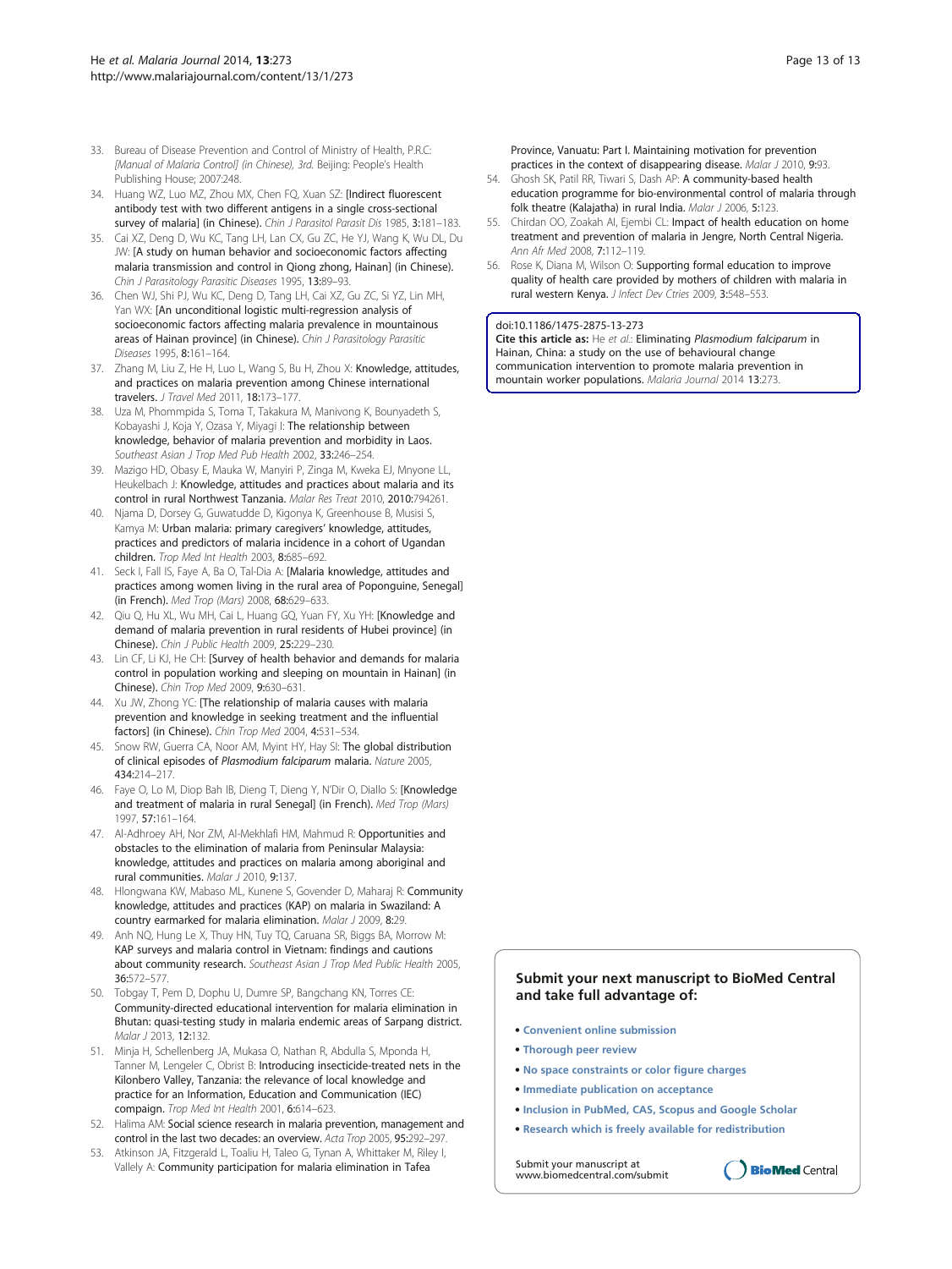33. Bureau of Disease Prevention and Control of Ministry of Health, P.R.C: *[Manual of Malaria Control] (in Chinese), 3rd*. Beijing: People's Health Publishing House; 2007:248.
34. Huang WZ, Luo MZ, Zhou MX, Chen FQ, Xuan SZ: **[Indirect fluorescent antibody test with two different antigens in a single cross-sectional survey of malaria] (in Chinese).** *Chin J Parasitol Parasit Dis* 1985, **3:**181–183.
35. Cai XZ, Deng D, Wu KC, Tang LH, Lan CX, Gu ZC, He YJ, Wang K, Wu DL, Du JW: **[A study on human behavior and socioeconomic factors affecting malaria transmission and control in Qiong zhong, Hainan] (in Chinese).** *Chin J Parasitology Parasitic Diseases* 1995, **13:**89–93.
36. Chen WJ, Shi PJ, Wu KC, Deng D, Tang LH, Cai XZ, Gu ZC, Si YZ, Lin MH, Yan WX: **[An unconditional logistic multi-regression analysis of socioeconomic factors affecting malaria prevalence in mountainous areas of Hainan province] (in Chinese).** *Chin J Parasitology Parasitic Diseases* 1995, **8:**161–164.
37. Zhang M, Liu Z, He H, Luo L, Wang S, Bu H, Zhou X: **Knowledge, attitudes, and practices on malaria prevention among Chinese international travelers.** *J Travel Med* 2011, **18:**173–177.
38. Uza M, Phommpida S, Toma T, Takakura M, Manivong K, Bounyadeth S, Kobayashi J, Koja Y, Ozasa Y, Miyagi I: **The relationship between knowledge, behavior of malaria prevention and morbidity in Laos.** *Southeast Asian J Trop Med Pub Health* 2002, **33:**246–254.
39. Mazigo HD, Obasy E, Mauka W, Manyiri P, Zinga M, Kweka EJ, Mnyone LL, Heukelbach J: **Knowledge, attitudes and practices about malaria and its control in rural Northwest Tanzania.** *Malar Res Treat* 2010, **2010:**794261.
40. Njama D, Dorsey G, Guwatudde D, Kigonya K, Greenhouse B, Musisi S, Kamya M: **Urban malaria: primary caregivers' knowledge, attitudes, practices and predictors of malaria incidence in a cohort of Ugandan children.** *Trop Med Int Health* 2003, **8:**685–692.
41. Seck I, Fall IS, Faye A, Ba O, Tal-Dia A: **[Malaria knowledge, attitudes and practices among women living in the rural area of Poponguine, Senegal] (in French).** *Med Trop (Mars)* 2008, **68:**629–633.
42. Qiu Q, Hu XL, Wu MH, Cai L, Huang GQ, Yuan FY, Xu YH: **[Knowledge and demand of malaria prevention in rural residents of Hubei province] (in Chinese).** *Chin J Public Health* 2009, **25:**229–230.
43. Lin CF, Li KJ, He CH: **[Survey of health behavior and demands for malaria control in population working and sleeping on mountain in Hainan] (in Chinese).** *Chin Trop Med* 2009, **9:**630–631.
44. Xu JW, Zhong YC: **[The relationship of malaria causes with malaria prevention and knowledge in seeking treatment and the influential factors] (in Chinese).** *Chin Trop Med* 2004, **4:**531–534.
45. Snow RW, Guerra CA, Noor AM, Myint HY, Hay SI: **The global distribution of clinical episodes of *Plasmodium falciparum* malaria.** *Nature* 2005, **434:**214–217.
46. Faye O, Lo M, Diop Bah IB, Dieng T, Dieng Y, N'Dir O, Diallo S: **[Knowledge and treatment of malaria in rural Senegal] (in French).** *Med Trop (Mars)* 1997, **57:**161–164.
47. Al-Adhroey AH, Nor ZM, Al-Mekhlafi HM, Mahmud R: **Opportunities and obstacles to the elimination of malaria from Peninsular Malaysia: knowledge, attitudes and practices on malaria among aboriginal and rural communities.** *Malar J* 2010, **9:**137.
48. Hlongwana KW, Mabaso ML, Kunene S, Govender D, Maharaj R: **Community knowledge, attitudes and practices (KAP) on malaria in Swaziland: A country earmarked for malaria elimination.** *Malar J* 2009, **8:**29.
49. Anh NQ, Hung Le X, Thuy HN, Tuy TQ, Caruana SR, Biggs BA, Morrow M: **KAP surveys and malaria control in Vietnam: findings and cautions about community research.** *Southeast Asian J Trop Med Public Health* 2005, **36:**572–577.
50. Tobgay T, Pem D, Dophu U, Dumre SP, Bangchang KN, Torres CE: **Community-directed educational intervention for malaria elimination in Bhutan: quasi-testing study in malaria endemic areas of Sarpang district.** *Malar J* 2013, **12:**132.
51. Minja H, Schellenberg JA, Mukasa O, Nathan R, Abdulla S, Mponda H, Tanner M, Lengeler C, Obrist B: **Introducing insecticide-treated nets in the Kilonbero Valley, Tanzania: the relevance of local knowledge and practice for an Information, Education and Communication (IEC) compaign.** *Trop Med Int Health* 2001, **6:**614–623.
52. Halima AM: **Social science research in malaria prevention, management and control in the last two decades: an overview.** *Acta Trop* 2005, **95:**292–297.
53. Atkinson JA, Fitzgerald L, Toaliu H, Taleo G, Tynan A, Whittaker M, Riley I, Vallely A: **Community participation for malaria elimination in Tafea Province, Vanuatu: Part I. Maintaining motivation for prevention practices in the context of disappearing disease.** *Malar J* 2010, **9:**93.
54. Ghosh SK, Patil RR, Tiwari S, Dash AP: **A community-based health education programme for bio-environmental control of malaria through folk theatre (Kalajatha) in rural India.** *Malar J* 2006, **5:**123.
55. Chirdan OO, Zoakah AI, Ejembi CL: **Impact of health education on home treatment and prevention of malaria in Jengre, North Central Nigeria.** *Ann Afr Med* 2008, **7:**112–119.
56. Rose K, Diana M, Wilson O: **Supporting formal education to improve quality of health care provided by mothers of children with malaria in rural western Kenya.** *J Infect Dev Ctries* 2009, **3:**548–553.

doi:10.1186/1475-2875-13-273

**Cite this article as:** He *et al.*: Eliminating *Plasmodium falciparum* in Hainan, China: a study on the use of behavioural change communication intervention to promote malaria prevention in mountain worker populations. *Malaria Journal* 2014 **13**:273.

**Submit your next manuscript to BioMed Central and take full advantage of:**

- **Convenient online submission**
- **Thorough peer review**
- **No space constraints or color figure charges**
- **Immediate publication on acceptance**
- **Inclusion in PubMed, CAS, Scopus and Google Scholar**
- **Research which is freely available for redistribution**

Submit your manuscript at www.biomedcentral.com/submit

BioMed Central